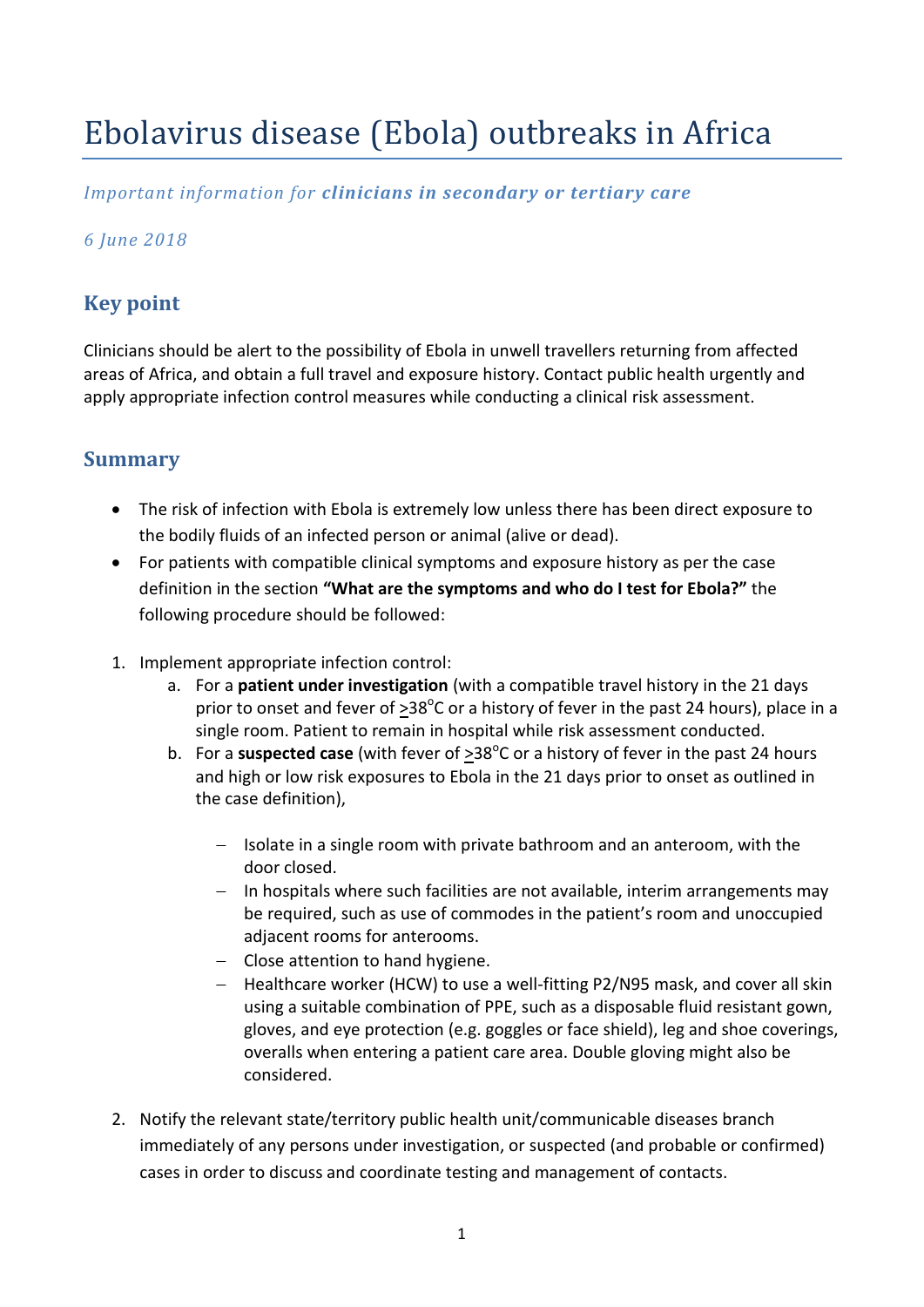# Ebolavirus disease (Ebola) outbreaks in Africa

*Important information for* ***clinicians in secondary or tertiary care***

*6 June 2018*

## Key point

Clinicians should be alert to the possibility of Ebola in unwell travellers returning from affected areas of Africa, and obtain a full travel and exposure history. Contact public health urgently and apply appropriate infection control measures while conducting a clinical risk assessment.

## Summary

- The risk of infection with Ebola is extremely low unless there has been direct exposure to the bodily fluids of an infected person or animal (alive or dead).
- For patients with compatible clinical symptoms and exposure history as per the case definition in the section **"What are the symptoms and who do I test for Ebola?"** the following procedure should be followed:

1. Implement appropriate infection control:
    a. For a **patient under investigation** (with a compatible travel history in the 21 days prior to onset and fever of ≥38°C or a history of fever in the past 24 hours), place in a single room. Patient to remain in hospital while risk assessment conducted.
    b. For a **suspected case** (with fever of ≥38°C or a history of fever in the past 24 hours and high or low risk exposures to Ebola in the 21 days prior to onset as outlined in the case definition),
        - Isolate in a single room with private bathroom and an anteroom, with the door closed.
        - In hospitals where such facilities are not available, interim arrangements may be required, such as use of commodes in the patient's room and unoccupied adjacent rooms for anterooms.
        - Close attention to hand hygiene.
        - Healthcare worker (HCW) to use a well-fitting P2/N95 mask, and cover all skin using a suitable combination of PPE, such as a disposable fluid resistant gown, gloves, and eye protection (e.g. goggles or face shield), leg and shoe coverings, overalls when entering a patient care area. Double gloving might also be considered.
2. Notify the relevant state/territory public health unit/communicable diseases branch immediately of any persons under investigation, or suspected (and probable or confirmed) cases in order to discuss and coordinate testing and management of contacts.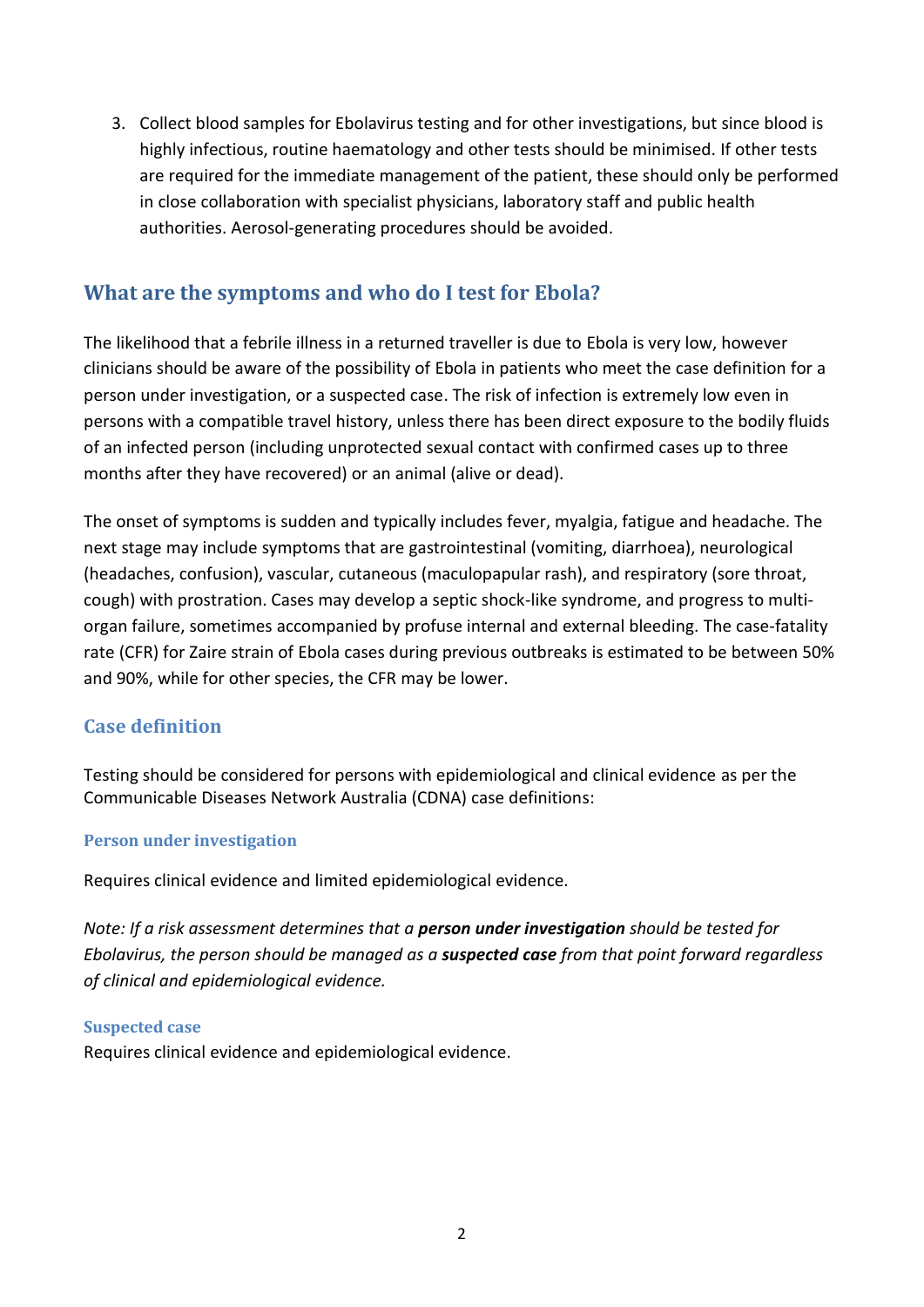3. Collect blood samples for Ebolavirus testing and for other investigations, but since blood is highly infectious, routine haematology and other tests should be minimised. If other tests are required for the immediate management of the patient, these should only be performed in close collaboration with specialist physicians, laboratory staff and public health authorities. Aerosol-generating procedures should be avoided.

## What are the symptoms and who do I test for Ebola?

The likelihood that a febrile illness in a returned traveller is due to Ebola is very low, however clinicians should be aware of the possibility of Ebola in patients who meet the case definition for a person under investigation, or a suspected case. The risk of infection is extremely low even in persons with a compatible travel history, unless there has been direct exposure to the bodily fluids of an infected person (including unprotected sexual contact with confirmed cases up to three months after they have recovered) or an animal (alive or dead).

The onset of symptoms is sudden and typically includes fever, myalgia, fatigue and headache. The next stage may include symptoms that are gastrointestinal (vomiting, diarrhoea), neurological (headaches, confusion), vascular, cutaneous (maculopapular rash), and respiratory (sore throat, cough) with prostration. Cases may develop a septic shock-like syndrome, and progress to multi-organ failure, sometimes accompanied by profuse internal and external bleeding. The case-fatality rate (CFR) for Zaire strain of Ebola cases during previous outbreaks is estimated to be between 50% and 90%, while for other species, the CFR may be lower.

## Case definition

Testing should be considered for persons with epidemiological and clinical evidence as per the Communicable Diseases Network Australia (CDNA) case definitions:

### Person under investigation

Requires clinical evidence and limited epidemiological evidence.

*Note: If a risk assessment determines that a **person under investigation** should be tested for Ebolavirus, the person should be managed as a **suspected case** from that point forward regardless of clinical and epidemiological evidence.*

### Suspected case

Requires clinical evidence and epidemiological evidence.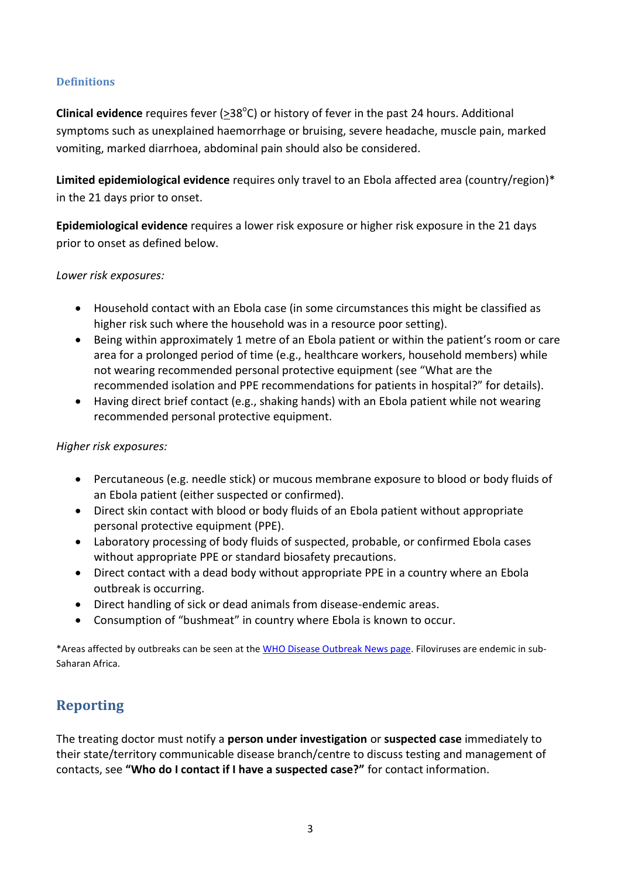### Definitions

**Clinical evidence** requires fever ($\geq 38^{o}$C) or history of fever in the past 24 hours. Additional symptoms such as unexplained haemorrhage or bruising, severe headache, muscle pain, marked vomiting, marked diarrhoea, abdominal pain should also be considered.

**Limited epidemiological evidence** requires only travel to an Ebola affected area (country/region)* in the 21 days prior to onset.

**Epidemiological evidence** requires a lower risk exposure or higher risk exposure in the 21 days prior to onset as defined below.

*Lower risk exposures:*

- Household contact with an Ebola case (in some circumstances this might be classified as higher risk such where the household was in a resource poor setting).
- Being within approximately 1 metre of an Ebola patient or within the patient's room or care area for a prolonged period of time (e.g., healthcare workers, household members) while not wearing recommended personal protective equipment (see "What are the recommended isolation and PPE recommendations for patients in hospital?" for details).
- Having direct brief contact (e.g., shaking hands) with an Ebola patient while not wearing recommended personal protective equipment.

*Higher risk exposures:*

- Percutaneous (e.g. needle stick) or mucous membrane exposure to blood or body fluids of an Ebola patient (either suspected or confirmed).
- Direct skin contact with blood or body fluids of an Ebola patient without appropriate personal protective equipment (PPE).
- Laboratory processing of body fluids of suspected, probable, or confirmed Ebola cases without appropriate PPE or standard biosafety precautions.
- Direct contact with a dead body without appropriate PPE in a country where an Ebola outbreak is occurring.
- Direct handling of sick or dead animals from disease-endemic areas.
- Consumption of "bushmeat" in country where Ebola is known to occur.

*Areas affected by outbreaks can be seen at the WHO Disease Outbreak News page. Filoviruses are endemic in sub-Saharan Africa.

## Reporting

The treating doctor must notify a **person under investigation** or **suspected case** immediately to their state/territory communicable disease branch/centre to discuss testing and management of contacts, see **"Who do I contact if I have a suspected case?"** for contact information.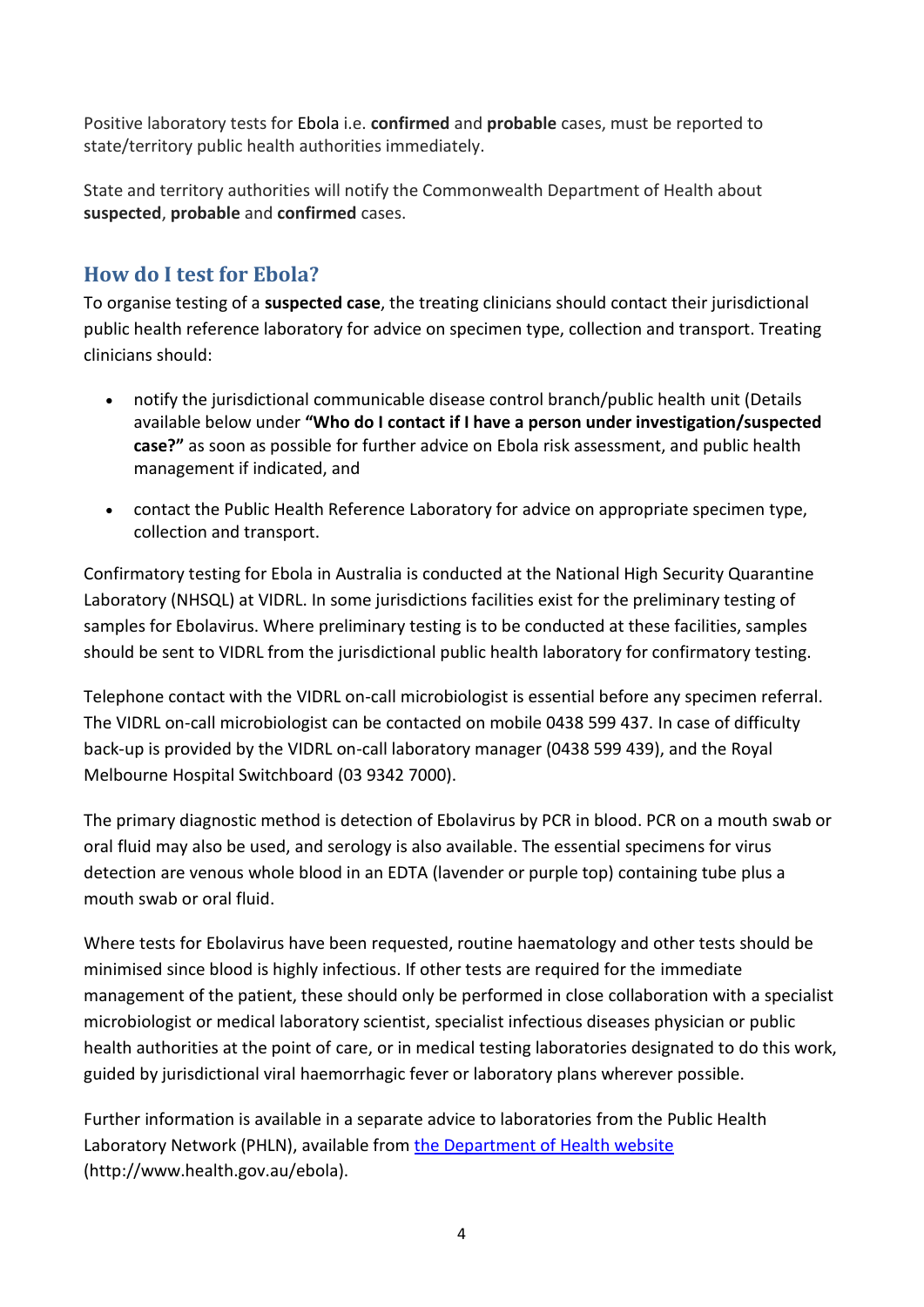Positive laboratory tests for Ebola i.e. **confirmed** and **probable** cases, must be reported to state/territory public health authorities immediately.

State and territory authorities will notify the Commonwealth Department of Health about **suspected**, **probable** and **confirmed** cases.

## How do I test for Ebola?

To organise testing of a **suspected case**, the treating clinicians should contact their jurisdictional public health reference laboratory for advice on specimen type, collection and transport. Treating clinicians should:

- notify the jurisdictional communicable disease control branch/public health unit (Details available below under **"Who do I contact if I have a person under investigation/suspected case?"** as soon as possible for further advice on Ebola risk assessment, and public health management if indicated, and
- contact the Public Health Reference Laboratory for advice on appropriate specimen type, collection and transport.

Confirmatory testing for Ebola in Australia is conducted at the National High Security Quarantine Laboratory (NHSQL) at VIDRL. In some jurisdictions facilities exist for the preliminary testing of samples for Ebolavirus. Where preliminary testing is to be conducted at these facilities, samples should be sent to VIDRL from the jurisdictional public health laboratory for confirmatory testing.

Telephone contact with the VIDRL on-call microbiologist is essential before any specimen referral. The VIDRL on-call microbiologist can be contacted on mobile 0438 599 437. In case of difficulty back-up is provided by the VIDRL on-call laboratory manager (0438 599 439), and the Royal Melbourne Hospital Switchboard (03 9342 7000).

The primary diagnostic method is detection of Ebolavirus by PCR in blood. PCR on a mouth swab or oral fluid may also be used, and serology is also available. The essential specimens for virus detection are venous whole blood in an EDTA (lavender or purple top) containing tube plus a mouth swab or oral fluid.

Where tests for Ebolavirus have been requested, routine haematology and other tests should be minimised since blood is highly infectious. If other tests are required for the immediate management of the patient, these should only be performed in close collaboration with a specialist microbiologist or medical laboratory scientist, specialist infectious diseases physician or public health authorities at the point of care, or in medical testing laboratories designated to do this work, guided by jurisdictional viral haemorrhagic fever or laboratory plans wherever possible.

Further information is available in a separate advice to laboratories from the Public Health Laboratory Network (PHLN), available from [the Department of Health website](http://www.health.gov.au/ebola) (http://www.health.gov.au/ebola).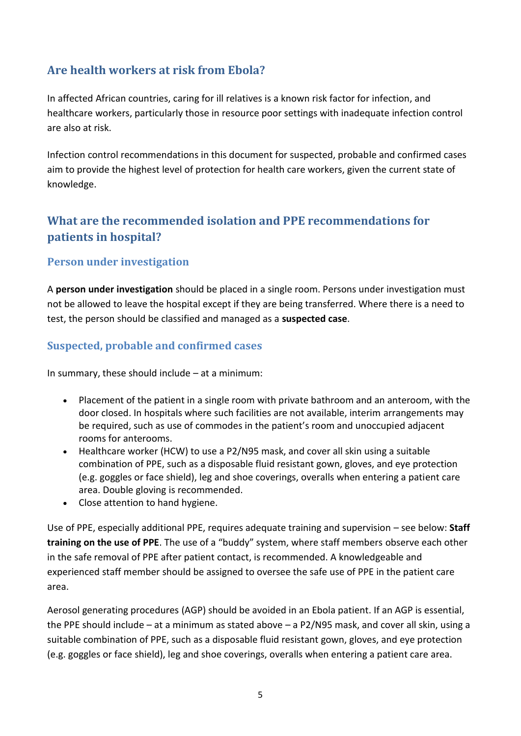## Are health workers at risk from Ebola?

In affected African countries, caring for ill relatives is a known risk factor for infection, and healthcare workers, particularly those in resource poor settings with inadequate infection control are also at risk.

Infection control recommendations in this document for suspected, probable and confirmed cases aim to provide the highest level of protection for health care workers, given the current state of knowledge.

## What are the recommended isolation and PPE recommendations for patients in hospital?

### Person under investigation

A **person under investigation** should be placed in a single room. Persons under investigation must not be allowed to leave the hospital except if they are being transferred. Where there is a need to test, the person should be classified and managed as a **suspected case**.

### Suspected, probable and confirmed cases

In summary, these should include – at a minimum:

- Placement of the patient in a single room with private bathroom and an anteroom, with the door closed. In hospitals where such facilities are not available, interim arrangements may be required, such as use of commodes in the patient's room and unoccupied adjacent rooms for anterooms.
- Healthcare worker (HCW) to use a P2/N95 mask, and cover all skin using a suitable combination of PPE, such as a disposable fluid resistant gown, gloves, and eye protection (e.g. goggles or face shield), leg and shoe coverings, overalls when entering a patient care area. Double gloving is recommended.
- Close attention to hand hygiene.

Use of PPE, especially additional PPE, requires adequate training and supervision – see below: **Staff training on the use of PPE**. The use of a "buddy" system, where staff members observe each other in the safe removal of PPE after patient contact, is recommended. A knowledgeable and experienced staff member should be assigned to oversee the safe use of PPE in the patient care area.

Aerosol generating procedures (AGP) should be avoided in an Ebola patient. If an AGP is essential, the PPE should include – at a minimum as stated above – a P2/N95 mask, and cover all skin, using a suitable combination of PPE, such as a disposable fluid resistant gown, gloves, and eye protection (e.g. goggles or face shield), leg and shoe coverings, overalls when entering a patient care area.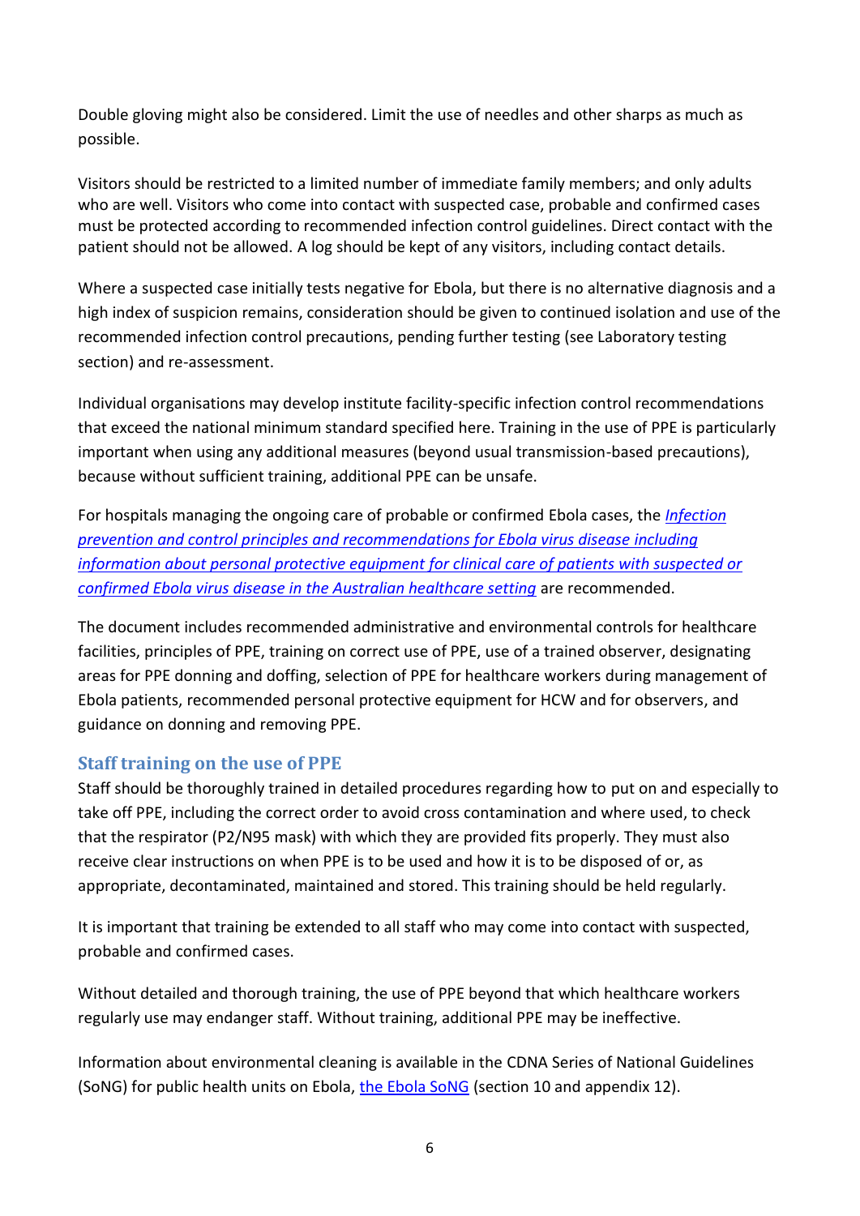Double gloving might also be considered. Limit the use of needles and other sharps as much as possible.

Visitors should be restricted to a limited number of immediate family members; and only adults who are well. Visitors who come into contact with suspected case, probable and confirmed cases must be protected according to recommended infection control guidelines. Direct contact with the patient should not be allowed. A log should be kept of any visitors, including contact details.

Where a suspected case initially tests negative for Ebola, but there is no alternative diagnosis and a high index of suspicion remains, consideration should be given to continued isolation and use of the recommended infection control precautions, pending further testing (see Laboratory testing section) and re-assessment.

Individual organisations may develop institute facility-specific infection control recommendations that exceed the national minimum standard specified here. Training in the use of PPE is particularly important when using any additional measures (beyond usual transmission-based precautions), because without sufficient training, additional PPE can be unsafe.

For hospitals managing the ongoing care of probable or confirmed Ebola cases, the *Infection prevention and control principles and recommendations for Ebola virus disease including information about personal protective equipment for clinical care of patients with suspected or confirmed Ebola virus disease in the Australian healthcare setting* are recommended.

The document includes recommended administrative and environmental controls for healthcare facilities, principles of PPE, training on correct use of PPE, use of a trained observer, designating areas for PPE donning and doffing, selection of PPE for healthcare workers during management of Ebola patients, recommended personal protective equipment for HCW and for observers, and guidance on donning and removing PPE.

## Staff training on the use of PPE

Staff should be thoroughly trained in detailed procedures regarding how to put on and especially to take off PPE, including the correct order to avoid cross contamination and where used, to check that the respirator (P2/N95 mask) with which they are provided fits properly. They must also receive clear instructions on when PPE is to be used and how it is to be disposed of or, as appropriate, decontaminated, maintained and stored. This training should be held regularly.

It is important that training be extended to all staff who may come into contact with suspected, probable and confirmed cases.

Without detailed and thorough training, the use of PPE beyond that which healthcare workers regularly use may endanger staff. Without training, additional PPE may be ineffective.

Information about environmental cleaning is available in the CDNA Series of National Guidelines (SoNG) for public health units on Ebola, the Ebola SoNG (section 10 and appendix 12).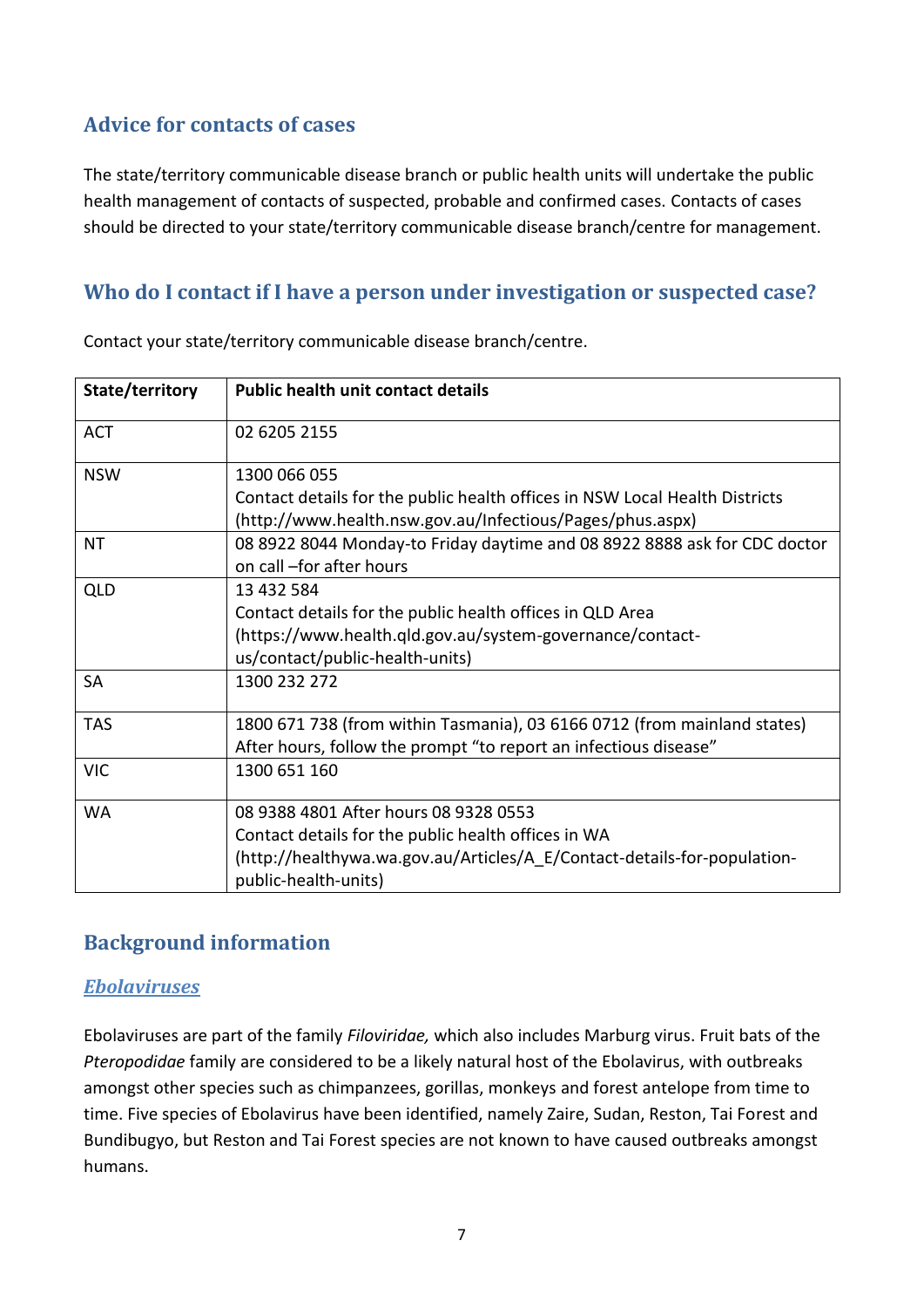## Advice for contacts of cases

The state/territory communicable disease branch or public health units will undertake the public health management of contacts of suspected, probable and confirmed cases. Contacts of cases should be directed to your state/territory communicable disease branch/centre for management.

## Who do I contact if I have a person under investigation or suspected case?

Contact your state/territory communicable disease branch/centre.

| State/territory | Public health unit contact details |
| --- | --- |
| ACT | 02 6205 2155 |
| NSW | 1300 066 055<br>Contact details for the public health offices in NSW Local Health Districts (http://www.health.nsw.gov.au/Infectious/Pages/phus.aspx) |
| NT | 08 8922 8044 Monday-to Friday daytime and 08 8922 8888 ask for CDC doctor on call –for after hours |
| QLD | 13 432 584<br>Contact details for the public health offices in QLD Area (https://www.health.qld.gov.au/system-governance/contact-us/contact/public-health-units) |
| SA | 1300 232 272 |
| TAS | 1800 671 738 (from within Tasmania), 03 6166 0712 (from mainland states)<br>After hours, follow the prompt "to report an infectious disease" |
| VIC | 1300 651 160 |
| WA | 08 9388 4801 After hours 08 9328 0553<br>Contact details for the public health offices in WA (http://healthywa.wa.gov.au/Articles/A_E/Contact-details-for-population-public-health-units) |

## Background information

### *Ebolaviruses*

Ebolaviruses are part of the family *Filoviridae,* which also includes Marburg virus. Fruit bats of the *Pteropodidae* family are considered to be a likely natural host of the Ebolavirus, with outbreaks amongst other species such as chimpanzees, gorillas, monkeys and forest antelope from time to time. Five species of Ebolavirus have been identified, namely Zaire, Sudan, Reston, Tai Forest and Bundibugyo, but Reston and Tai Forest species are not known to have caused outbreaks amongst humans.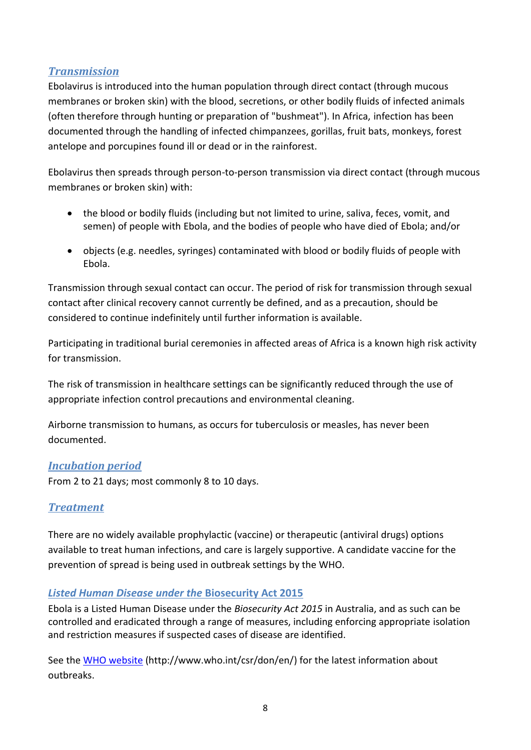## *Transmission*

Ebolavirus is introduced into the human population through direct contact (through mucous membranes or broken skin) with the blood, secretions, or other bodily fluids of infected animals (often therefore through hunting or preparation of "bushmeat"). In Africa, infection has been documented through the handling of infected chimpanzees, gorillas, fruit bats, monkeys, forest antelope and porcupines found ill or dead or in the rainforest.

Ebolavirus then spreads through person-to-person transmission via direct contact (through mucous membranes or broken skin) with:

- the blood or bodily fluids (including but not limited to urine, saliva, feces, vomit, and semen) of people with Ebola, and the bodies of people who have died of Ebola; and/or
- objects (e.g. needles, syringes) contaminated with blood or bodily fluids of people with Ebola.

Transmission through sexual contact can occur. The period of risk for transmission through sexual contact after clinical recovery cannot currently be defined, and as a precaution, should be considered to continue indefinitely until further information is available.

Participating in traditional burial ceremonies in affected areas of Africa is a known high risk activity for transmission.

The risk of transmission in healthcare settings can be significantly reduced through the use of appropriate infection control precautions and environmental cleaning.

Airborne transmission to humans, as occurs for tuberculosis or measles, has never been documented.

## *Incubation period*

From 2 to 21 days; most commonly 8 to 10 days.

## *Treatment*

There are no widely available prophylactic (vaccine) or therapeutic (antiviral drugs) options available to treat human infections, and care is largely supportive. A candidate vaccine for the prevention of spread is being used in outbreak settings by the WHO.

## *Listed Human Disease under the* Biosecurity Act 2015

Ebola is a Listed Human Disease under the *Biosecurity Act 2015* in Australia, and as such can be controlled and eradicated through a range of measures, including enforcing appropriate isolation and restriction measures if suspected cases of disease are identified.

See the WHO website (http://www.who.int/csr/don/en/) for the latest information about outbreaks.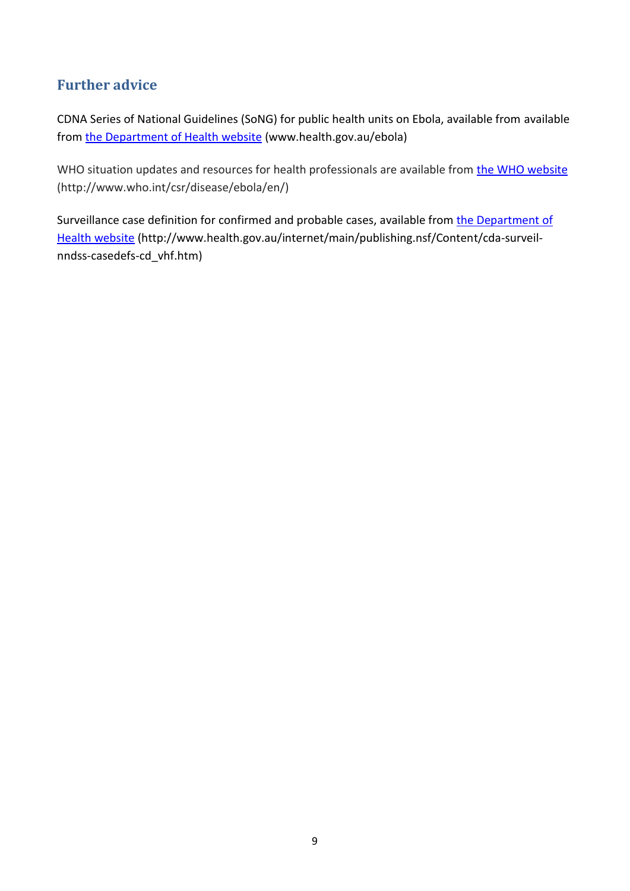## Further advice

CDNA Series of National Guidelines (SoNG) for public health units on Ebola, available from available from [the Department of Health website](www.health.gov.au/ebola) (www.health.gov.au/ebola)

WHO situation updates and resources for health professionals are available from [the WHO website](http://www.who.int/csr/disease/ebola/en/) (http://www.who.int/csr/disease/ebola/en/)

Surveillance case definition for confirmed and probable cases, available from [the Department of Health website](http://www.health.gov.au/internet/main/publishing.nsf/Content/cda-surveil-nndss-casedefs-cd_vhf.htm) (http://www.health.gov.au/internet/main/publishing.nsf/Content/cda-surveil-nndss-casedefs-cd_vhf.htm)